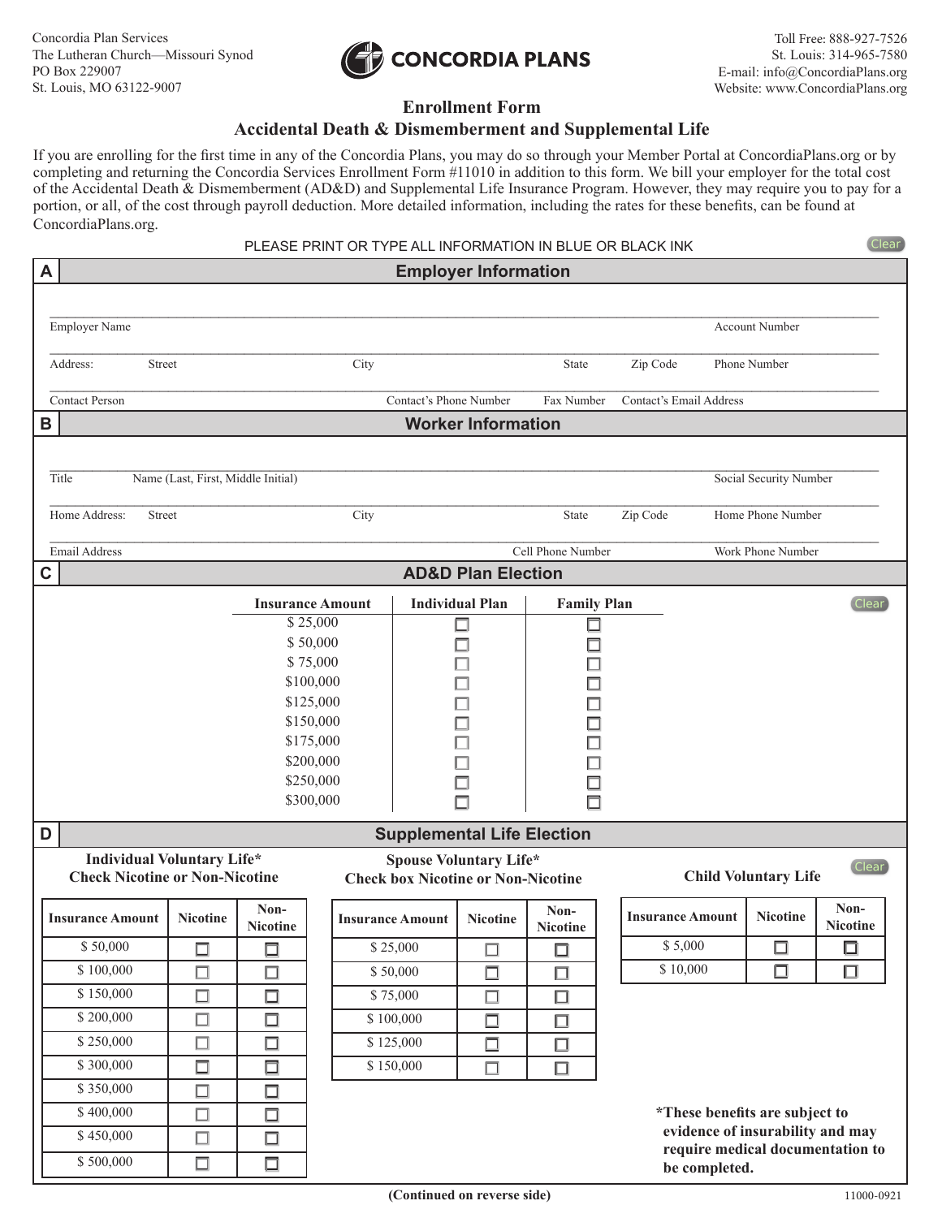Concordia Plan Services
The Lutheran Church—Missouri Synod
PO Box 229007
St. Louis, MO 63122-9007

**CONCORDIA PLANS**

Toll Free: 888-927-7526
St. Louis: 314-965-7580
E-mail: info@ConcordiaPlans.org
Website: www.ConcordiaPlans.org

# Enrollment Form
## Accidental Death & Dismemberment and Supplemental Life

If you are enrolling for the first time in any of the Concordia Plans, you may do so through your Member Portal at ConcordiaPlans.org or by completing and returning the Concordia Services Enrollment Form #11010 in addition to this form. We bill your employer for the total cost of the Accidental Death & Dismemberment (AD&D) and Supplemental Life Insurance Program. However, they may require you to pay for a portion, or all, of the cost through payroll deduction. More detailed information, including the rates for these benefits, can be found at ConcordiaPlans.org.

PLEASE PRINT OR TYPE ALL INFORMATION IN BLUE OR BLACK INK

### A — Employer Information

Employer Name ______________________ Account Number ______________________

Address: Street ______________________ City ______________________ State ______ Zip Code ______ Phone Number ______________________

Contact Person ______________________ Contact's Phone Number ______________________ Fax Number ______________________ Contact's Email Address ______________________

### B — Worker Information

Title ______ Name (Last, First, Middle Initial) ______________________ Social Security Number ______________________

Home Address: Street ______________________ City ______________________ State ______ Zip Code ______ Home Phone Number ______________________

Email Address ______________________ Cell Phone Number ______________________ Work Phone Number ______________________

### C — AD&D Plan Election

| Insurance Amount | Individual Plan | Family Plan |
|---|---|---|
| $ 25,000 | ☐ | ☐ |
| $ 50,000 | ☐ | ☐ |
| $ 75,000 | ☐ | ☐ |
| $100,000 | ☐ | ☐ |
| $125,000 | ☐ | ☐ |
| $150,000 | ☐ | ☐ |
| $175,000 | ☐ | ☐ |
| $200,000 | ☐ | ☐ |
| $250,000 | ☐ | ☐ |
| $300,000 | ☐ | ☐ |

### D — Supplemental Life Election

**Individual Voluntary Life*
Check Nicotine or Non-Nicotine**

| Insurance Amount | Nicotine | Non-Nicotine |
|---|---|---|
| $ 50,000 | ☐ | ☐ |
| $ 100,000 | ☐ | ☐ |
| $ 150,000 | ☐ | ☐ |
| $ 200,000 | ☐ | ☐ |
| $ 250,000 | ☐ | ☐ |
| $ 300,000 | ☐ | ☐ |
| $ 350,000 | ☐ | ☐ |
| $ 400,000 | ☐ | ☐ |
| $ 450,000 | ☐ | ☐ |
| $ 500,000 | ☐ | ☐ |

**Spouse Voluntary Life*
Check box Nicotine or Non-Nicotine**

| Insurance Amount | Nicotine | Non-Nicotine |
|---|---|---|
| $ 25,000 | ☐ | ☐ |
| $ 50,000 | ☐ | ☐ |
| $ 75,000 | ☐ | ☐ |
| $ 100,000 | ☐ | ☐ |
| $ 125,000 | ☐ | ☐ |
| $ 150,000 | ☐ | ☐ |

**Child Voluntary Life**

| Insurance Amount | Nicotine | Non-Nicotine |
|---|---|---|
| $ 5,000 | ☐ | ☐ |
| $ 10,000 | ☐ | ☐ |

***These benefits are subject to evidence of insurability and may require medical documentation to be completed.**

**(Continued on reverse side)**

11000-0921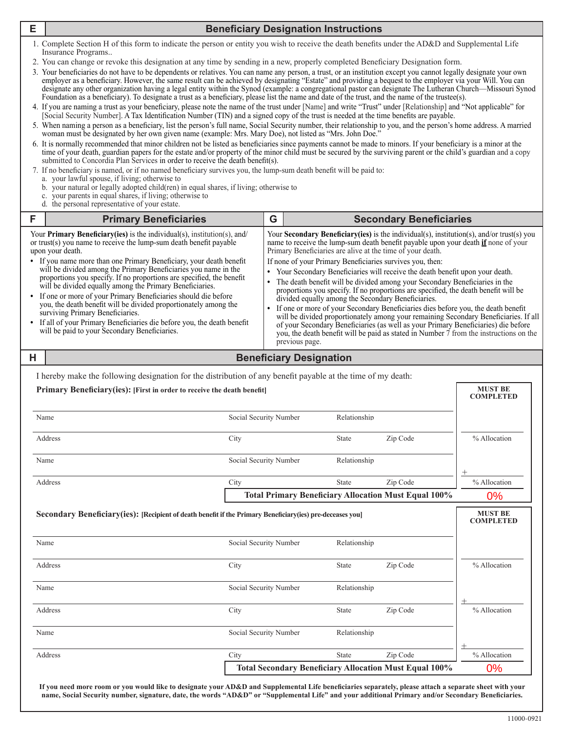## E — Beneficiary Designation Instructions

1. Complete Section H of this form to indicate the person or entity you wish to receive the death benefits under the AD&D and Supplemental Life Insurance Programs..
2. You can change or revoke this designation at any time by sending in a new, properly completed Beneficiary Designation form.
3. Your beneficiaries do not have to be dependents or relatives. You can name any person, a trust, or an institution except you cannot legally designate your own employer as a beneficiary. However, the same result can be achieved by designating "Estate" and providing a bequest to the employer via your Will. You can designate any other organization having a legal entity within the Synod (example: a congregational pastor can designate The Lutheran Church—Missouri Synod Foundation as a beneficiary). To designate a trust as a beneficiary, please list the name and date of the trust, and the name of the trustee(s).
4. If you are naming a trust as your beneficiary, please note the name of the trust under [Name] and write "Trust" under [Relationship] and "Not applicable" for [Social Security Number]. A Tax Identification Number (TIN) and a signed copy of the trust is needed at the time benefits are payable.
5. When naming a person as a beneficiary, list the person's full name, Social Security number, their relationship to you, and the person's home address. A married woman must be designated by her own given name (example: Mrs. Mary Doe), not listed as "Mrs. John Doe."
6. It is normally recommended that minor children not be listed as beneficiaries since payments cannot be made to minors. If your beneficiary is a minor at the time of your death, guardian papers for the estate and/or property of the minor child must be secured by the surviving parent or the child's guardian and a copy submitted to Concordia Plan Services in order to receive the death benefit(s).
7. If no beneficiary is named, or if no named beneficiary survives you, the lump-sum death benefit will be paid to:
   a. your lawful spouse, if living; otherwise to
   b. your natural or legally adopted child(ren) in equal shares, if living; otherwise to
   c. your parents in equal shares, if living; otherwise to
   d. the personal representative of your estate.

## F — Primary Beneficiaries

Your **Primary Beneficiary(ies)** is the individual(s), institution(s), and/or trust(s) you name to receive the lump-sum death benefit payable upon your death.

- If you name more than one Primary Beneficiary, your death benefit will be divided among the Primary Beneficiaries you name in the proportions you specify. If no proportions are specified, the benefit will be divided equally among the Primary Beneficiaries.
- If one or more of your Primary Beneficiaries should die before you, the death benefit will be divided proportionately among the surviving Primary Beneficiaries.
- If all of your Primary Beneficiaries die before you, the death benefit will be paid to your Secondary Beneficiaries.

## G — Secondary Beneficiaries

Your **Secondary Beneficiary(ies)** is the individual(s), institution(s), and/or trust(s) you name to receive the lump-sum death benefit payable upon your death **if** none of your Primary Beneficiaries are alive at the time of your death.

If none of your Primary Beneficiaries survives you, then:

- Your Secondary Beneficiaries will receive the death benefit upon your death.
- The death benefit will be divided among your Secondary Beneficiaries in the proportions you specify. If no proportions are specified, the death benefit will be divided equally among the Secondary Beneficiaries.
- If one or more of your Secondary Beneficiaries dies before you, the death benefit will be divided proportionately among your remaining Secondary Beneficiaries. If all of your Secondary Beneficiaries (as well as your Primary Beneficiaries) die before you, the death benefit will be paid as stated in Number 7 from the instructions on the previous page.

## H — Beneficiary Designation

I hereby make the following designation for the distribution of any benefit payable at the time of my death:

**Primary Beneficiary(ies): [First in order to receive the death benefit]**

| | | | | MUST BE COMPLETED |
|---|---|---|---|---|
| Name | Social Security Number | Relationship | | |
| Address | City | State | Zip Code | % Allocation |
| Name | Social Security Number | Relationship | | + |
| Address | City | State | Zip Code | % Allocation |
| | **Total Primary Beneficiary Allocation Must Equal 100%** | | | 0% |

**Secondary Beneficiary(ies): [Recipient of death benefit if the Primary Beneficiary(ies) pre-deceases you]**

| | | | | MUST BE COMPLETED |
|---|---|---|---|---|
| Name | Social Security Number | Relationship | | |
| Address | City | State | Zip Code | % Allocation |
| Name | Social Security Number | Relationship | | + |
| Address | City | State | Zip Code | % Allocation |
| Name | Social Security Number | Relationship | | + |
| Address | City | State | Zip Code | % Allocation |
| | **Total Secondary Beneficiary Allocation Must Equal 100%** | | | 0% |

**If you need more room or you would like to designate your AD&D and Supplemental Life beneficiaries separately, please attach a separate sheet with your name, Social Security number, signature, date, the words "AD&D" or "Supplemental Life" and your additional Primary and/or Secondary Beneficiaries.**

11000-0921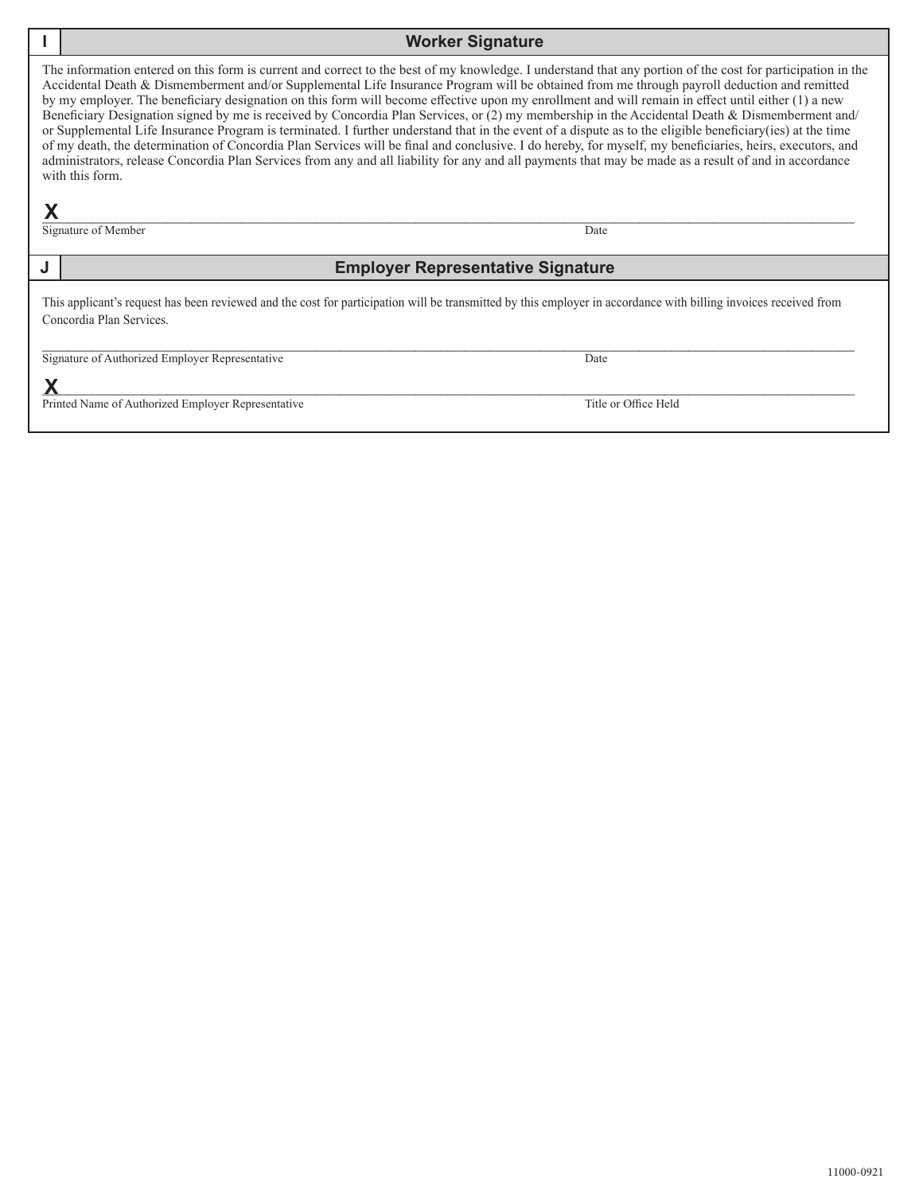## I Worker Signature

The information entered on this form is current and correct to the best of my knowledge. I understand that any portion of the cost for participation in the Accidental Death & Dismemberment and/or Supplemental Life Insurance Program will be obtained from me through payroll deduction and remitted by my employer. The beneficiary designation on this form will become effective upon my enrollment and will remain in effect until either (1) a new Beneficiary Designation signed by me is received by Concordia Plan Services, or (2) my membership in the Accidental Death & Dismemberment and/or Supplemental Life Insurance Program is terminated. I further understand that in the event of a dispute as to the eligible beneficiary(ies) at the time of my death, the determination of Concordia Plan Services will be final and conclusive. I do hereby, for myself, my beneficiaries, heirs, executors, and administrators, release Concordia Plan Services from any and all liability for any and all payments that may be made as a result of and in accordance with this form.

**X** ______________________________________________________________

Signature of Member                                        Date

## J Employer Representative Signature

This applicant's request has been reviewed and the cost for participation will be transmitted by this employer in accordance with billing invoices received from Concordia Plan Services.

______________________________________________________________

Signature of Authorized Employer Representative                                        Date

**X** ______________________________________________________________

Printed Name of Authorized Employer Representative                                        Title or Office Held

11000-0921